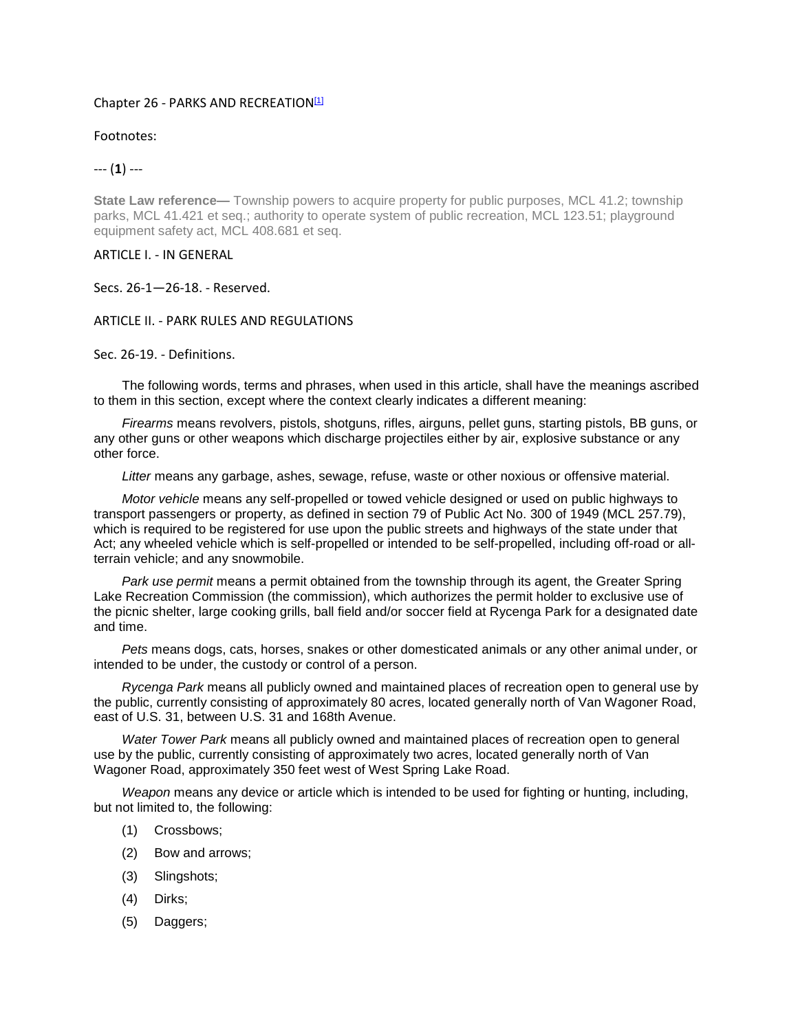# Chapter 26 - PARKS AND RECREATION[1]

Footnotes:

--- (**1**) ---

**State Law reference—** Township powers to acquire property for public purposes, MCL 41.2; township parks, MCL 41.421 et seq.; authority to operate system of public recreation, MCL 123.51; playground equipment safety act, MCL 408.681 et seq.

## ARTICLE I. - IN GENERAL

### Secs. 26-1—26-18. - Reserved.

## ARTICLE II. - PARK RULES AND REGULATIONS

### Sec. 26-19. - Definitions.

The following words, terms and phrases, when used in this article, shall have the meanings ascribed to them in this section, except where the context clearly indicates a different meaning:

*Firearms* means revolvers, pistols, shotguns, rifles, airguns, pellet guns, starting pistols, BB guns, or any other guns or other weapons which discharge projectiles either by air, explosive substance or any other force.

*Litter* means any garbage, ashes, sewage, refuse, waste or other noxious or offensive material.

*Motor vehicle* means any self-propelled or towed vehicle designed or used on public highways to transport passengers or property, as defined in section 79 of Public Act No. 300 of 1949 (MCL 257.79), which is required to be registered for use upon the public streets and highways of the state under that Act; any wheeled vehicle which is self-propelled or intended to be self-propelled, including off-road or all-terrain vehicle; and any snowmobile.

*Park use permit* means a permit obtained from the township through its agent, the Greater Spring Lake Recreation Commission (the commission), which authorizes the permit holder to exclusive use of the picnic shelter, large cooking grills, ball field and/or soccer field at Rycenga Park for a designated date and time.

*Pets* means dogs, cats, horses, snakes or other domesticated animals or any other animal under, or intended to be under, the custody or control of a person.

*Rycenga Park* means all publicly owned and maintained places of recreation open to general use by the public, currently consisting of approximately 80 acres, located generally north of Van Wagoner Road, east of U.S. 31, between U.S. 31 and 168th Avenue.

*Water Tower Park* means all publicly owned and maintained places of recreation open to general use by the public, currently consisting of approximately two acres, located generally north of Van Wagoner Road, approximately 350 feet west of West Spring Lake Road.

*Weapon* means any device or article which is intended to be used for fighting or hunting, including, but not limited to, the following:

(1) Crossbows;

(2) Bow and arrows;

(3) Slingshots;

(4) Dirks;

(5) Daggers;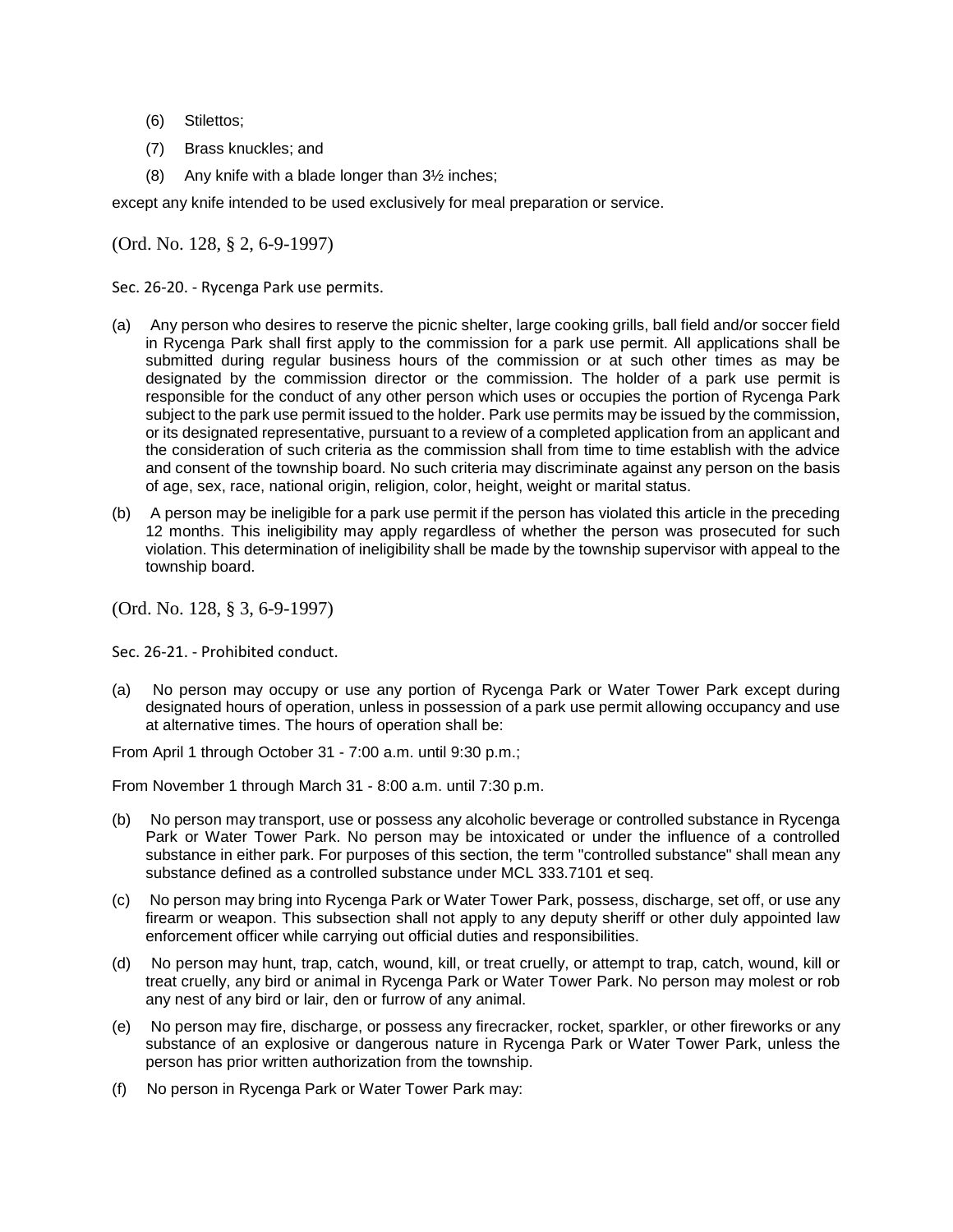(6) Stilettos;

(7) Brass knuckles; and

(8) Any knife with a blade longer than 3½ inches;

except any knife intended to be used exclusively for meal preparation or service.

(Ord. No. 128, § 2, 6-9-1997)

Sec. 26-20. - Rycenga Park use permits.

(a) Any person who desires to reserve the picnic shelter, large cooking grills, ball field and/or soccer field in Rycenga Park shall first apply to the commission for a park use permit. All applications shall be submitted during regular business hours of the commission or at such other times as may be designated by the commission director or the commission. The holder of a park use permit is responsible for the conduct of any other person which uses or occupies the portion of Rycenga Park subject to the park use permit issued to the holder. Park use permits may be issued by the commission, or its designated representative, pursuant to a review of a completed application from an applicant and the consideration of such criteria as the commission shall from time to time establish with the advice and consent of the township board. No such criteria may discriminate against any person on the basis of age, sex, race, national origin, religion, color, height, weight or marital status.

(b) A person may be ineligible for a park use permit if the person has violated this article in the preceding 12 months. This ineligibility may apply regardless of whether the person was prosecuted for such violation. This determination of ineligibility shall be made by the township supervisor with appeal to the township board.

(Ord. No. 128, § 3, 6-9-1997)

Sec. 26-21. - Prohibited conduct.

(a) No person may occupy or use any portion of Rycenga Park or Water Tower Park except during designated hours of operation, unless in possession of a park use permit allowing occupancy and use at alternative times. The hours of operation shall be:

From April 1 through October 31 - 7:00 a.m. until 9:30 p.m.;

From November 1 through March 31 - 8:00 a.m. until 7:30 p.m.

(b) No person may transport, use or possess any alcoholic beverage or controlled substance in Rycenga Park or Water Tower Park. No person may be intoxicated or under the influence of a controlled substance in either park. For purposes of this section, the term "controlled substance" shall mean any substance defined as a controlled substance under MCL 333.7101 et seq.

(c) No person may bring into Rycenga Park or Water Tower Park, possess, discharge, set off, or use any firearm or weapon. This subsection shall not apply to any deputy sheriff or other duly appointed law enforcement officer while carrying out official duties and responsibilities.

(d) No person may hunt, trap, catch, wound, kill, or treat cruelly, or attempt to trap, catch, wound, kill or treat cruelly, any bird or animal in Rycenga Park or Water Tower Park. No person may molest or rob any nest of any bird or lair, den or furrow of any animal.

(e) No person may fire, discharge, or possess any firecracker, rocket, sparkler, or other fireworks or any substance of an explosive or dangerous nature in Rycenga Park or Water Tower Park, unless the person has prior written authorization from the township.

(f) No person in Rycenga Park or Water Tower Park may: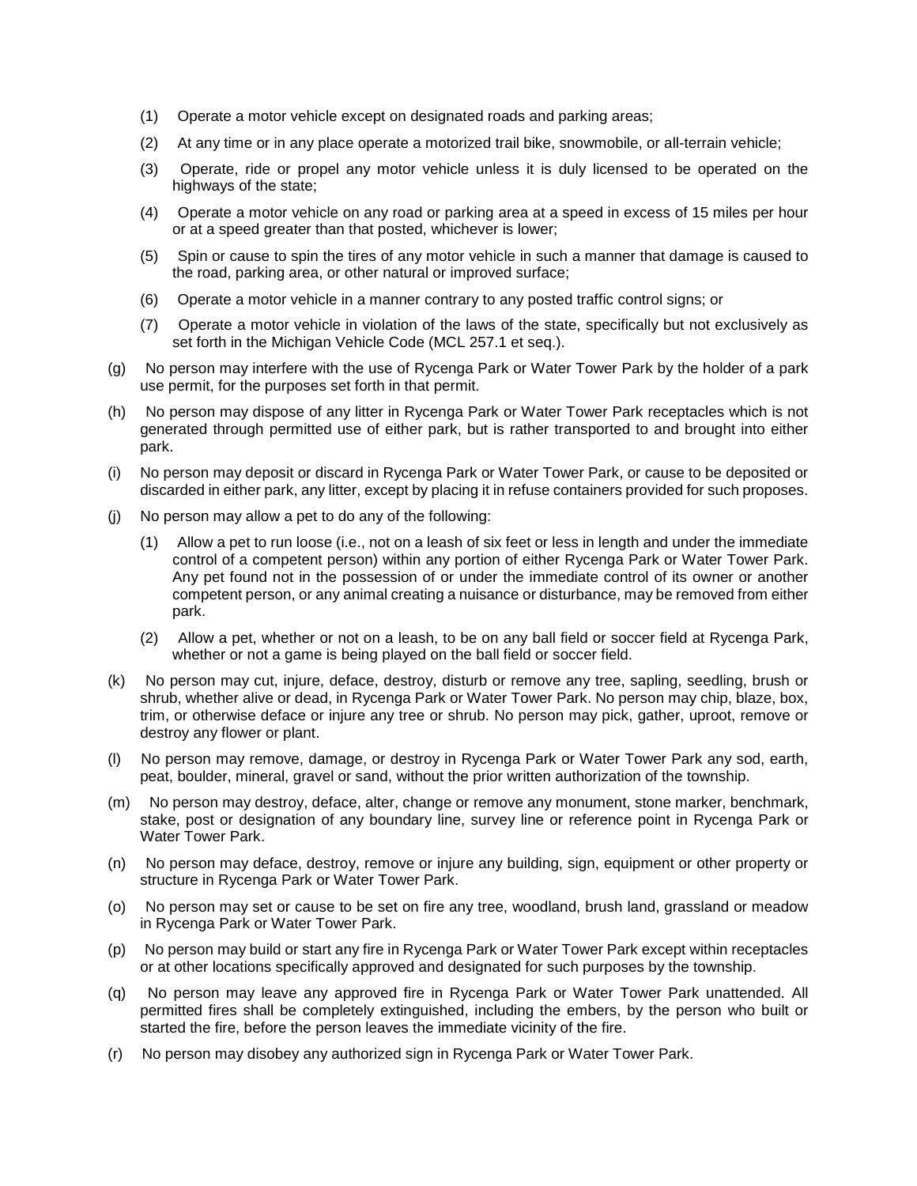(1) Operate a motor vehicle except on designated roads and parking areas;

(2) At any time or in any place operate a motorized trail bike, snowmobile, or all-terrain vehicle;

(3) Operate, ride or propel any motor vehicle unless it is duly licensed to be operated on the highways of the state;

(4) Operate a motor vehicle on any road or parking area at a speed in excess of 15 miles per hour or at a speed greater than that posted, whichever is lower;

(5) Spin or cause to spin the tires of any motor vehicle in such a manner that damage is caused to the road, parking area, or other natural or improved surface;

(6) Operate a motor vehicle in a manner contrary to any posted traffic control signs; or

(7) Operate a motor vehicle in violation of the laws of the state, specifically but not exclusively as set forth in the Michigan Vehicle Code (MCL 257.1 et seq.).

(g) No person may interfere with the use of Rycenga Park or Water Tower Park by the holder of a park use permit, for the purposes set forth in that permit.

(h) No person may dispose of any litter in Rycenga Park or Water Tower Park receptacles which is not generated through permitted use of either park, but is rather transported to and brought into either park.

(i) No person may deposit or discard in Rycenga Park or Water Tower Park, or cause to be deposited or discarded in either park, any litter, except by placing it in refuse containers provided for such proposes.

(j) No person may allow a pet to do any of the following:

(1) Allow a pet to run loose (i.e., not on a leash of six feet or less in length and under the immediate control of a competent person) within any portion of either Rycenga Park or Water Tower Park. Any pet found not in the possession of or under the immediate control of its owner or another competent person, or any animal creating a nuisance or disturbance, may be removed from either park.

(2) Allow a pet, whether or not on a leash, to be on any ball field or soccer field at Rycenga Park, whether or not a game is being played on the ball field or soccer field.

(k) No person may cut, injure, deface, destroy, disturb or remove any tree, sapling, seedling, brush or shrub, whether alive or dead, in Rycenga Park or Water Tower Park. No person may chip, blaze, box, trim, or otherwise deface or injure any tree or shrub. No person may pick, gather, uproot, remove or destroy any flower or plant.

(l) No person may remove, damage, or destroy in Rycenga Park or Water Tower Park any sod, earth, peat, boulder, mineral, gravel or sand, without the prior written authorization of the township.

(m) No person may destroy, deface, alter, change or remove any monument, stone marker, benchmark, stake, post or designation of any boundary line, survey line or reference point in Rycenga Park or Water Tower Park.

(n) No person may deface, destroy, remove or injure any building, sign, equipment or other property or structure in Rycenga Park or Water Tower Park.

(o) No person may set or cause to be set on fire any tree, woodland, brush land, grassland or meadow in Rycenga Park or Water Tower Park.

(p) No person may build or start any fire in Rycenga Park or Water Tower Park except within receptacles or at other locations specifically approved and designated for such purposes by the township.

(q) No person may leave any approved fire in Rycenga Park or Water Tower Park unattended. All permitted fires shall be completely extinguished, including the embers, by the person who built or started the fire, before the person leaves the immediate vicinity of the fire.

(r) No person may disobey any authorized sign in Rycenga Park or Water Tower Park.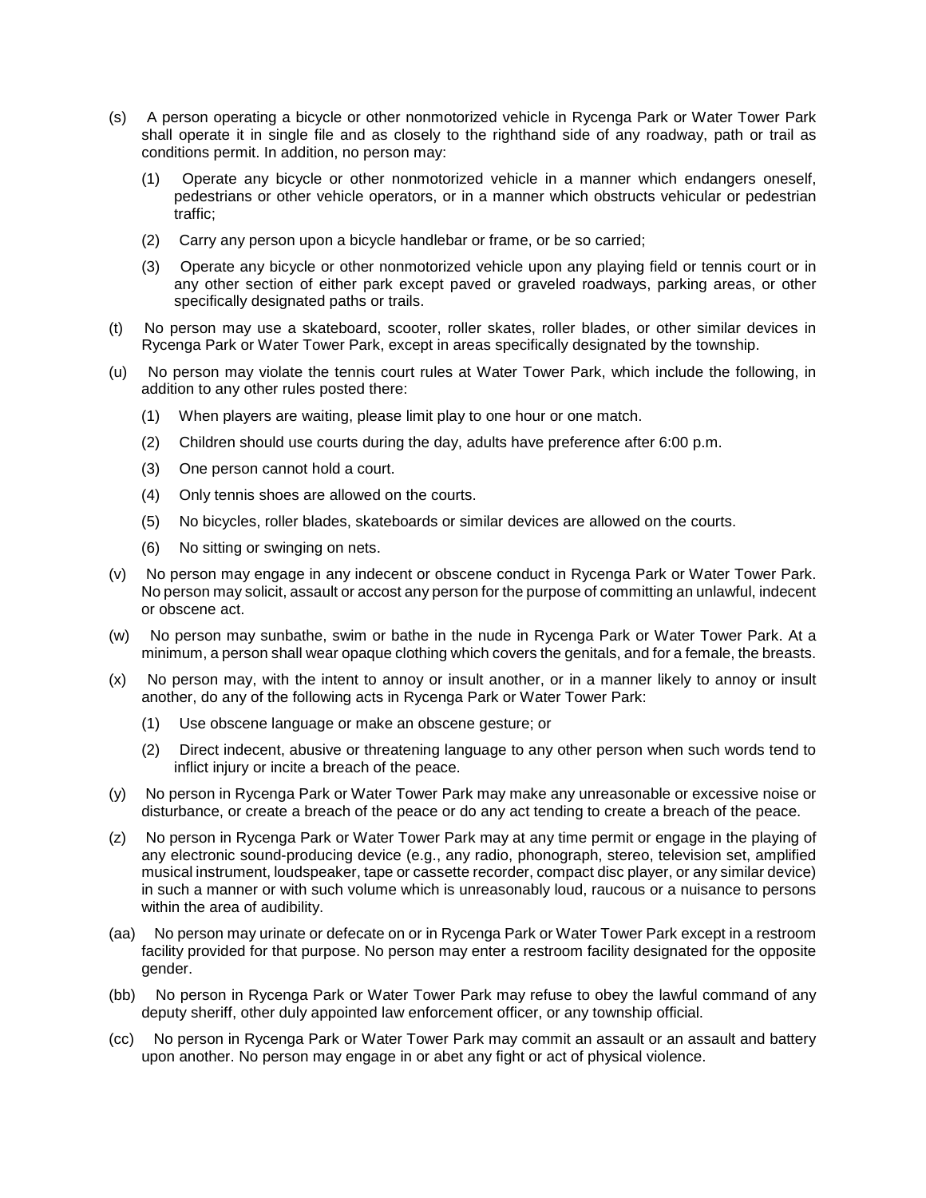(s) A person operating a bicycle or other nonmotorized vehicle in Rycenga Park or Water Tower Park shall operate it in single file and as closely to the righthand side of any roadway, path or trail as conditions permit. In addition, no person may:

  (1) Operate any bicycle or other nonmotorized vehicle in a manner which endangers oneself, pedestrians or other vehicle operators, or in a manner which obstructs vehicular or pedestrian traffic;

  (2) Carry any person upon a bicycle handlebar or frame, or be so carried;

  (3) Operate any bicycle or other nonmotorized vehicle upon any playing field or tennis court or in any other section of either park except paved or graveled roadways, parking areas, or other specifically designated paths or trails.

(t) No person may use a skateboard, scooter, roller skates, roller blades, or other similar devices in Rycenga Park or Water Tower Park, except in areas specifically designated by the township.

(u) No person may violate the tennis court rules at Water Tower Park, which include the following, in addition to any other rules posted there:

  (1) When players are waiting, please limit play to one hour or one match.

  (2) Children should use courts during the day, adults have preference after 6:00 p.m.

  (3) One person cannot hold a court.

  (4) Only tennis shoes are allowed on the courts.

  (5) No bicycles, roller blades, skateboards or similar devices are allowed on the courts.

  (6) No sitting or swinging on nets.

(v) No person may engage in any indecent or obscene conduct in Rycenga Park or Water Tower Park. No person may solicit, assault or accost any person for the purpose of committing an unlawful, indecent or obscene act.

(w) No person may sunbathe, swim or bathe in the nude in Rycenga Park or Water Tower Park. At a minimum, a person shall wear opaque clothing which covers the genitals, and for a female, the breasts.

(x) No person may, with the intent to annoy or insult another, or in a manner likely to annoy or insult another, do any of the following acts in Rycenga Park or Water Tower Park:

  (1) Use obscene language or make an obscene gesture; or

  (2) Direct indecent, abusive or threatening language to any other person when such words tend to inflict injury or incite a breach of the peace.

(y) No person in Rycenga Park or Water Tower Park may make any unreasonable or excessive noise or disturbance, or create a breach of the peace or do any act tending to create a breach of the peace.

(z) No person in Rycenga Park or Water Tower Park may at any time permit or engage in the playing of any electronic sound-producing device (e.g., any radio, phonograph, stereo, television set, amplified musical instrument, loudspeaker, tape or cassette recorder, compact disc player, or any similar device) in such a manner or with such volume which is unreasonably loud, raucous or a nuisance to persons within the area of audibility.

(aa) No person may urinate or defecate on or in Rycenga Park or Water Tower Park except in a restroom facility provided for that purpose. No person may enter a restroom facility designated for the opposite gender.

(bb) No person in Rycenga Park or Water Tower Park may refuse to obey the lawful command of any deputy sheriff, other duly appointed law enforcement officer, or any township official.

(cc) No person in Rycenga Park or Water Tower Park may commit an assault or an assault and battery upon another. No person may engage in or abet any fight or act of physical violence.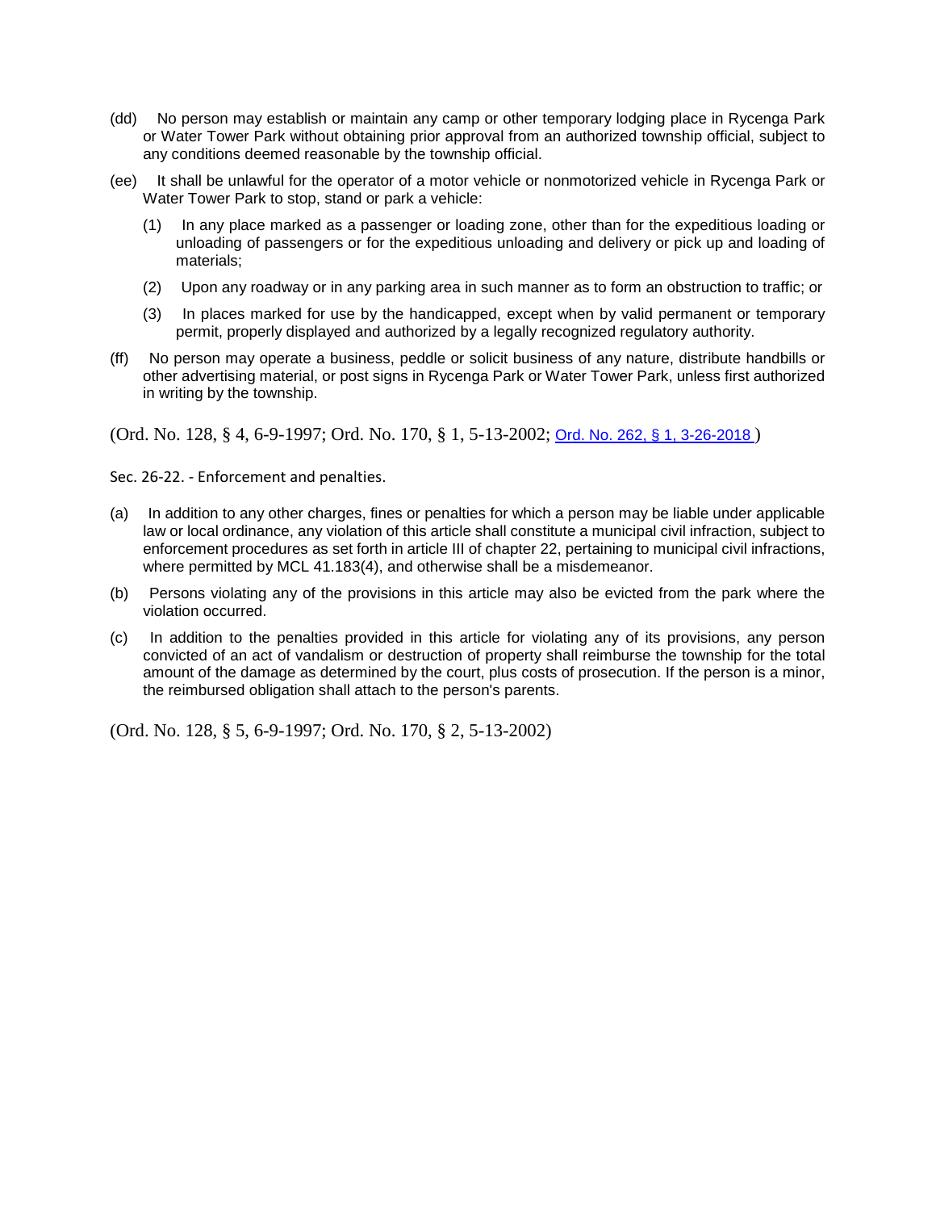(dd) No person may establish or maintain any camp or other temporary lodging place in Rycenga Park or Water Tower Park without obtaining prior approval from an authorized township official, subject to any conditions deemed reasonable by the township official.

(ee) It shall be unlawful for the operator of a motor vehicle or nonmotorized vehicle in Rycenga Park or Water Tower Park to stop, stand or park a vehicle:

(1) In any place marked as a passenger or loading zone, other than for the expeditious loading or unloading of passengers or for the expeditious unloading and delivery or pick up and loading of materials;

(2) Upon any roadway or in any parking area in such manner as to form an obstruction to traffic; or

(3) In places marked for use by the handicapped, except when by valid permanent or temporary permit, properly displayed and authorized by a legally recognized regulatory authority.

(ff) No person may operate a business, peddle or solicit business of any nature, distribute handbills or other advertising material, or post signs in Rycenga Park or Water Tower Park, unless first authorized in writing by the township.

(Ord. No. 128, § 4, 6-9-1997; Ord. No. 170, § 1, 5-13-2002; Ord. No. 262, § 1, 3-26-2018 )

Sec. 26-22. - Enforcement and penalties.

(a) In addition to any other charges, fines or penalties for which a person may be liable under applicable law or local ordinance, any violation of this article shall constitute a municipal civil infraction, subject to enforcement procedures as set forth in article III of chapter 22, pertaining to municipal civil infractions, where permitted by MCL 41.183(4), and otherwise shall be a misdemeanor.

(b) Persons violating any of the provisions in this article may also be evicted from the park where the violation occurred.

(c) In addition to the penalties provided in this article for violating any of its provisions, any person convicted of an act of vandalism or destruction of property shall reimburse the township for the total amount of the damage as determined by the court, plus costs of prosecution. If the person is a minor, the reimbursed obligation shall attach to the person's parents.

(Ord. No. 128, § 5, 6-9-1997; Ord. No. 170, § 2, 5-13-2002)